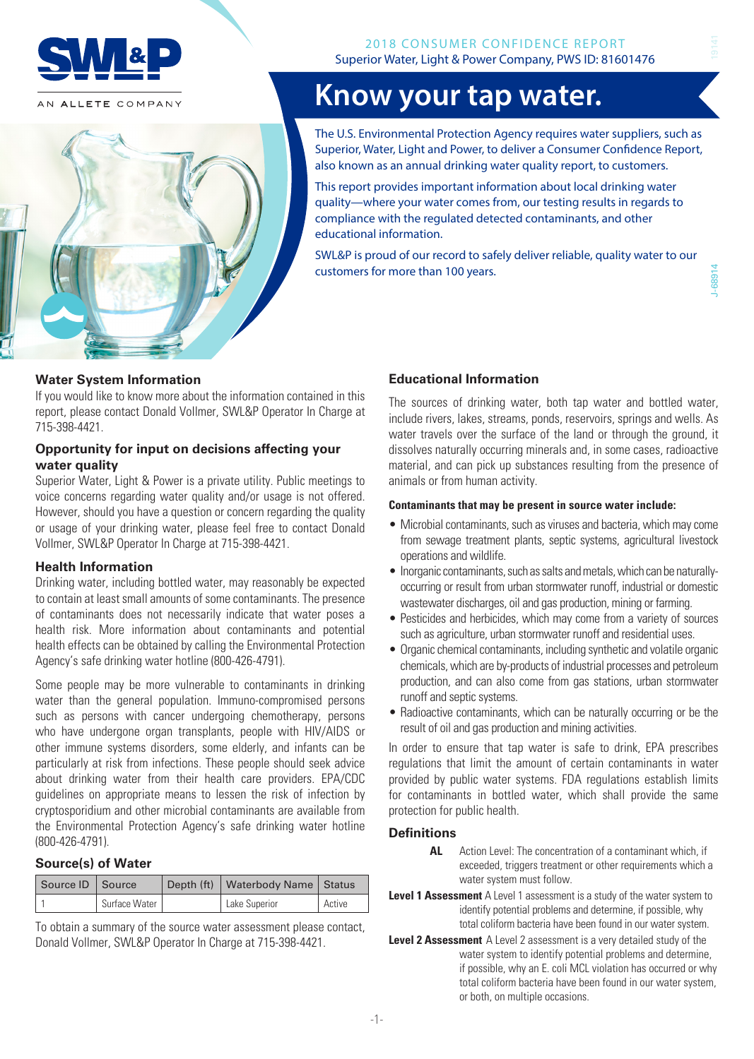SWL&P

AN ALLETE COMPANY

2018 CONSUMER CONFIDENCE REPORT
Superior Water, Light & Power Company, PWS ID: 81601476

# Know your tap water.

The U.S. Environmental Protection Agency requires water suppliers, such as Superior, Water, Light and Power, to deliver a Consumer Confidence Report, also known as an annual drinking water quality report, to customers.

This report provides important information about local drinking water quality—where your water comes from, our testing results in regards to compliance with the regulated detected contaminants, and other educational information.

SWL&P is proud of our record to safely deliver reliable, quality water to our customers for more than 100 years.

## Water System Information

If you would like to know more about the information contained in this report, please contact Donald Vollmer, SWL&P Operator In Charge at 715-398-4421.

## Opportunity for input on decisions affecting your water quality

Superior Water, Light & Power is a private utility. Public meetings to voice concerns regarding water quality and/or usage is not offered. However, should you have a question or concern regarding the quality or usage of your drinking water, please feel free to contact Donald Vollmer, SWL&P Operator In Charge at 715-398-4421.

## Health Information

Drinking water, including bottled water, may reasonably be expected to contain at least small amounts of some contaminants. The presence of contaminants does not necessarily indicate that water poses a health risk. More information about contaminants and potential health effects can be obtained by calling the Environmental Protection Agency's safe drinking water hotline (800-426-4791).

Some people may be more vulnerable to contaminants in drinking water than the general population. Immuno-compromised persons such as persons with cancer undergoing chemotherapy, persons who have undergone organ transplants, people with HIV/AIDS or other immune systems disorders, some elderly, and infants can be particularly at risk from infections. These people should seek advice about drinking water from their health care providers. EPA/CDC guidelines on appropriate means to lessen the risk of infection by cryptosporidium and other microbial contaminants are available from the Environmental Protection Agency's safe drinking water hotline (800-426-4791).

## Source(s) of Water

| Source ID | Source | Depth (ft) | Waterbody Name | Status |
|---|---|---|---|---|
| 1 | Surface Water | | Lake Superior | Active |

To obtain a summary of the source water assessment please contact, Donald Vollmer, SWL&P Operator In Charge at 715-398-4421.

## Educational Information

The sources of drinking water, both tap water and bottled water, include rivers, lakes, streams, ponds, reservoirs, springs and wells. As water travels over the surface of the land or through the ground, it dissolves naturally occurring minerals and, in some cases, radioactive material, and can pick up substances resulting from the presence of animals or from human activity.

**Contaminants that may be present in source water include:**

- Microbial contaminants, such as viruses and bacteria, which may come from sewage treatment plants, septic systems, agricultural livestock operations and wildlife.
- Inorganic contaminants, such as salts and metals, which can be naturally-occurring or result from urban stormwater runoff, industrial or domestic wastewater discharges, oil and gas production, mining or farming.
- Pesticides and herbicides, which may come from a variety of sources such as agriculture, urban stormwater runoff and residential uses.
- Organic chemical contaminants, including synthetic and volatile organic chemicals, which are by-products of industrial processes and petroleum production, and can also come from gas stations, urban stormwater runoff and septic systems.
- Radioactive contaminants, which can be naturally occurring or be the result of oil and gas production and mining activities.

In order to ensure that tap water is safe to drink, EPA prescribes regulations that limit the amount of certain contaminants in water provided by public water systems. FDA regulations establish limits for contaminants in bottled water, which shall provide the same protection for public health.

## Definitions

**AL** Action Level: The concentration of a contaminant which, if exceeded, triggers treatment or other requirements which a water system must follow.

**Level 1 Assessment** A Level 1 assessment is a study of the water system to identify potential problems and determine, if possible, why total coliform bacteria have been found in our water system.

**Level 2 Assessment** A Level 2 assessment is a very detailed study of the water system to identify potential problems and determine, if possible, why an E. coli MCL violation has occurred or why total coliform bacteria have been found in our water system, or both, on multiple occasions.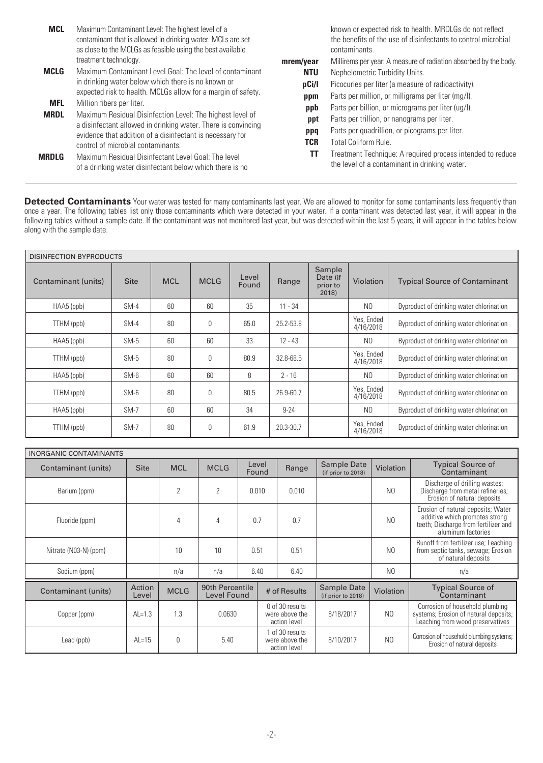**MCL** Maximum Contaminant Level: The highest level of a contaminant that is allowed in drinking water. MCLs are set as close to the MCLGs as feasible using the best available treatment technology.

**MCLG** Maximum Contaminant Level Goal: The level of contaminant in drinking water below which there is no known or expected risk to health. MCLGs allow for a margin of safety.

**MFL** Million fibers per liter.

**MRDL** Maximum Residual Disinfection Level: The highest level of a disinfectant allowed in drinking water. There is convincing evidence that addition of a disinfectant is necessary for control of microbial contaminants.

**MRDLG** Maximum Residual Disinfectant Level Goal: The level of a drinking water disinfectant below which there is no known or expected risk to health. MRDLGs do not reflect the benefits of the use of disinfectants to control microbial contaminants.

**mrem/year** Millirems per year: A measure of radiation absorbed by the body.

**NTU** Nephelometric Turbidity Units.

**pCi/l** Picocuries per liter (a measure of radioactivity).

**ppm** Parts per million, or milligrams per liter (mg/l).

**ppb** Parts per billion, or micrograms per liter (ug/l).

**ppt** Parts per trillion, or nanograms per liter.

**ppq** Parts per quadrillion, or picograms per liter.

**TCR** Total Coliform Rule.

**TT** Treatment Technique: A required process intended to reduce the level of a contaminant in drinking water.

**Detected Contaminants** Your water was tested for many contaminants last year. We are allowed to monitor for some contaminants less frequently than once a year. The following tables list only those contaminants which were detected in your water. If a contaminant was detected last year, it will appear in the following tables without a sample date. If the contaminant was not monitored last year, but was detected within the last 5 years, it will appear in the tables below along with the sample date.

| DISINFECTION BYPRODUCTS | | | | | | | | |
|---|---|---|---|---|---|---|---|---|
| Contaminant (units) | Site | MCL | MCLG | Level Found | Range | Sample Date (if prior to 2018) | Violation | Typical Source of Contaminant |
| HAA5 (ppb) | SM-4 | 60 | 60 | 35 | 11 - 34 | | NO | Byproduct of drinking water chlorination |
| TTHM (ppb) | SM-4 | 80 | 0 | 65.0 | 25.2-53.8 | | Yes, Ended 4/16/2018 | Byproduct of drinking water chlorination |
| HAA5 (ppb) | SM-5 | 60 | 60 | 33 | 12 - 43 | | NO | Byproduct of drinking water chlorination |
| TTHM (ppb) | SM-5 | 80 | 0 | 80.9 | 32.8-68.5 | | Yes, Ended 4/16/2018 | Byproduct of drinking water chlorination |
| HAA5 (ppb) | SM-6 | 60 | 60 | 8 | 2 - 16 | | NO | Byproduct of drinking water chlorination |
| TTHM (ppb) | SM-6 | 80 | 0 | 80.5 | 26.9-60.7 | | Yes, Ended 4/16/2018 | Byproduct of drinking water chlorination |
| HAA5 (ppb) | SM-7 | 60 | 60 | 34 | 9-24 | | NO | Byproduct of drinking water chlorination |
| TTHM (ppb) | SM-7 | 80 | 0 | 61.9 | 20.3-30.7 | | Yes, Ended 4/16/2018 | Byproduct of drinking water chlorination |

| INORGANIC CONTAMINANTS | | | | | | | | |
|---|---|---|---|---|---|---|---|---|
| Contaminant (units) | Site | MCL | MCLG | Level Found | Range | Sample Date (if prior to 2018) | Violation | Typical Source of Contaminant |
| Barium (ppm) | | 2 | 2 | 0.010 | 0.010 | | NO | Discharge of drilling wastes; Discharge from metal refineries; Erosion of natural deposits |
| Fluoride (ppm) | | 4 | 4 | 0.7 | 0.7 | | NO | Erosion of natural deposits; Water additive which promotes strong teeth; Discharge from fertilizer and aluminum factories |
| Nitrate (NO3-N) (ppm) | | 10 | 10 | 0.51 | 0.51 | | NO | Runoff from fertilizer use; Leaching from septic tanks, sewage; Erosion of natural deposits |
| Sodium (ppm) | | n/a | n/a | 6.40 | 6.40 | | NO | n/a |

| Contaminant (units) | Action Level | MCLG | 90th Percentile Level Found | # of Results | Sample Date (if prior to 2018) | Violation | Typical Source of Contaminant |
|---|---|---|---|---|---|---|---|
| Copper (ppm) | AL=1.3 | 1.3 | 0.0630 | 0 of 30 results were above the action level | 8/18/2017 | NO | Corrosion of household plumbing systems; Erosion of natural deposits; Leaching from wood preservatives |
| Lead (ppb) | AL=15 | 0 | 5.40 | 1 of 30 results were above the action level | 8/10/2017 | NO | Corrosion of household plumbing systems; Erosion of natural deposits |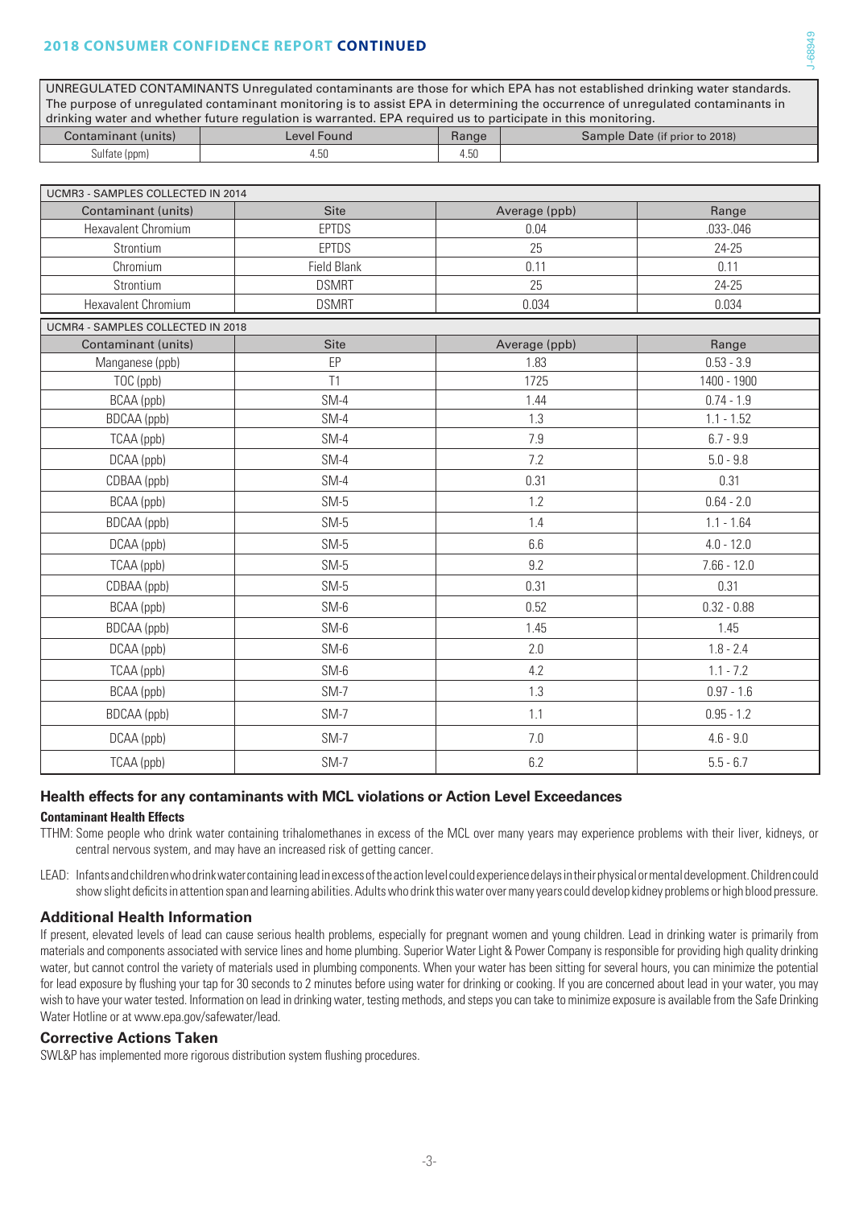| UNREGULATED CONTAMINANTS Unregulated contaminants are those for which EPA has not established drinking water standards. The purpose of unregulated contaminant monitoring is to assist EPA in determining the occurrence of unregulated contaminants in drinking water and whether future regulation is warranted. EPA required us to participate in this monitoring. | | | |
|---|---|---|---|
| Contaminant (units) | Level Found | Range | Sample Date (if prior to 2018) |
| Sulfate (ppm) | 4.50 | 4.50 | |

| UCMR3 - SAMPLES COLLECTED IN 2014 | | | |
|---|---|---|---|
| Contaminant (units) | Site | Average (ppb) | Range |
| Hexavalent Chromium | EPTDS | 0.04 | .033-.046 |
| Strontium | EPTDS | 25 | 24-25 |
| Chromium | Field Blank | 0.11 | 0.11 |
| Strontium | DSMRT | 25 | 24-25 |
| Hexavalent Chromium | DSMRT | 0.034 | 0.034 |

| UCMR4 - SAMPLES COLLECTED IN 2018 | | | |
|---|---|---|---|
| Contaminant (units) | Site | Average (ppb) | Range |
| Manganese (ppb) | EP | 1.83 | 0.53 - 3.9 |
| TOC (ppb) | T1 | 1725 | 1400 - 1900 |
| BCAA (ppb) | SM-4 | 1.44 | 0.74 - 1.9 |
| BDCAA (ppb) | SM-4 | 1.3 | 1.1 - 1.52 |
| TCAA (ppb) | SM-4 | 7.9 | 6.7 - 9.9 |
| DCAA (ppb) | SM-4 | 7.2 | 5.0 - 9.8 |
| CDBAA (ppb) | SM-4 | 0.31 | 0.31 |
| BCAA (ppb) | SM-5 | 1.2 | 0.64 - 2.0 |
| BDCAA (ppb) | SM-5 | 1.4 | 1.1 - 1.64 |
| DCAA (ppb) | SM-5 | 6.6 | 4.0 - 12.0 |
| TCAA (ppb) | SM-5 | 9.2 | 7.66 - 12.0 |
| CDBAA (ppb) | SM-5 | 0.31 | 0.31 |
| BCAA (ppb) | SM-6 | 0.52 | 0.32 - 0.88 |
| BDCAA (ppb) | SM-6 | 1.45 | 1.45 |
| DCAA (ppb) | SM-6 | 2.0 | 1.8 - 2.4 |
| TCAA (ppb) | SM-6 | 4.2 | 1.1 - 7.2 |
| BCAA (ppb) | SM-7 | 1.3 | 0.97 - 1.6 |
| BDCAA (ppb) | SM-7 | 1.1 | 0.95 - 1.2 |
| DCAA (ppb) | SM-7 | 7.0 | 4.6 - 9.0 |
| TCAA (ppb) | SM-7 | 6.2 | 5.5 - 6.7 |

## Health effects for any contaminants with MCL violations or Action Level Exceedances

**Contaminant Health Effects**

TTHM: Some people who drink water containing trihalomethanes in excess of the MCL over many years may experience problems with their liver, kidneys, or central nervous system, and may have an increased risk of getting cancer.

LEAD: Infants and children who drink water containing lead in excess of the action level could experience delays in their physical or mental development. Children could show slight deficits in attention span and learning abilities. Adults who drink this water over many years could develop kidney problems or high blood pressure.

## Additional Health Information

If present, elevated levels of lead can cause serious health problems, especially for pregnant women and young children. Lead in drinking water is primarily from materials and components associated with service lines and home plumbing. Superior Water Light & Power Company is responsible for providing high quality drinking water, but cannot control the variety of materials used in plumbing components. When your water has been sitting for several hours, you can minimize the potential for lead exposure by flushing your tap for 30 seconds to 2 minutes before using water for drinking or cooking. If you are concerned about lead in your water, you may wish to have your water tested. Information on lead in drinking water, testing methods, and steps you can take to minimize exposure is available from the Safe Drinking Water Hotline or at www.epa.gov/safewater/lead.

## Corrective Actions Taken

SWL&P has implemented more rigorous distribution system flushing procedures.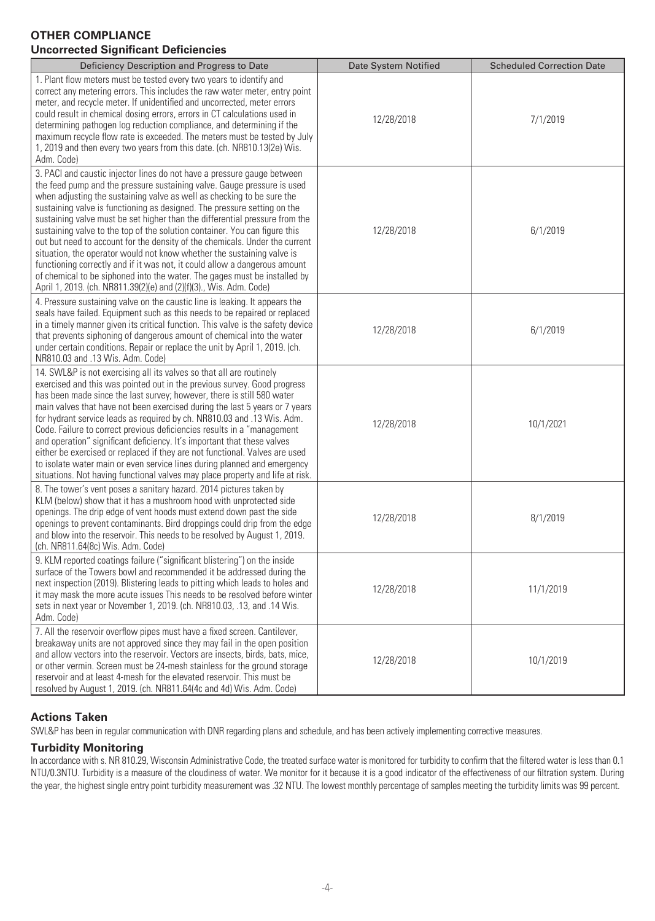## OTHER COMPLIANCE

### Uncorrected Significant Deficiencies

| Deficiency Description and Progress to Date | Date System Notified | Scheduled Correction Date |
|---|---|---|
| 1. Plant flow meters must be tested every two years to identify and correct any metering errors. This includes the raw water meter, entry point meter, and recycle meter. If unidentified and uncorrected, meter errors could result in chemical dosing errors, errors in CT calculations used in determining pathogen log reduction compliance, and determining if the maximum recycle flow rate is exceeded. The meters must be tested by July 1, 2019 and then every two years from this date. (ch. NR810.13(2e) Wis. Adm. Code) | 12/28/2018 | 7/1/2019 |
| 3. PACl and caustic injector lines do not have a pressure gauge between the feed pump and the pressure sustaining valve. Gauge pressure is used when adjusting the sustaining valve as well as checking to be sure the sustaining valve is functioning as designed. The pressure setting on the sustaining valve must be set higher than the differential pressure from the sustaining valve to the top of the solution container. You can figure this out but need to account for the density of the chemicals. Under the current situation, the operator would not know whether the sustaining valve is functioning correctly and if it was not, it could allow a dangerous amount of chemical to be siphoned into the water. The gages must be installed by April 1, 2019. (ch. NR811.39(2)(e) and (2)(f)(3)., Wis. Adm. Code) | 12/28/2018 | 6/1/2019 |
| 4. Pressure sustaining valve on the caustic line is leaking. It appears the seals have failed. Equipment such as this needs to be repaired or replaced in a timely manner given its critical function. This valve is the safety device that prevents siphoning of dangerous amount of chemical into the water under certain conditions. Repair or replace the unit by April 1, 2019. (ch. NR810.03 and .13 Wis. Adm. Code) | 12/28/2018 | 6/1/2019 |
| 14. SWL&P is not exercising all its valves so that all are routinely exercised and this was pointed out in the previous survey. Good progress has been made since the last survey; however, there is still 580 water main valves that have not been exercised during the last 5 years or 7 years for hydrant service leads as required by ch. NR810.03 and .13 Wis. Adm. Code. Failure to correct previous deficiencies results in a "management and operation" significant deficiency. It's important that these valves either be exercised or replaced if they are not functional. Valves are used to isolate water main or even service lines during planned and emergency situations. Not having functional valves may place property and life at risk. | 12/28/2018 | 10/1/2021 |
| 8. The tower's vent poses a sanitary hazard. 2014 pictures taken by KLM (below) show that it has a mushroom hood with unprotected side openings. The drip edge of vent hoods must extend down past the side openings to prevent contaminants. Bird droppings could drip from the edge and blow into the reservoir. This needs to be resolved by August 1, 2019. (ch. NR811.64(8c) Wis. Adm. Code) | 12/28/2018 | 8/1/2019 |
| 9. KLM reported coatings failure ("significant blistering") on the inside surface of the Towers bowl and recommended it be addressed during the next inspection (2019). Blistering leads to pitting which leads to holes and it may mask the more acute issues This needs to be resolved before winter sets in next year or November 1, 2019. (ch. NR810.03, .13, and .14 Wis. Adm. Code) | 12/28/2018 | 11/1/2019 |
| 7. All the reservoir overflow pipes must have a fixed screen. Cantilever, breakaway units are not approved since they may fail in the open position and allow vectors into the reservoir. Vectors are insects, birds, bats, mice, or other vermin. Screen must be 24-mesh stainless for the ground storage reservoir and at least 4-mesh for the elevated reservoir. This must be resolved by August 1, 2019. (ch. NR811.64(4c and 4d) Wis. Adm. Code) | 12/28/2018 | 10/1/2019 |

### Actions Taken

SWL&P has been in regular communication with DNR regarding plans and schedule, and has been actively implementing corrective measures.

### Turbidity Monitoring

In accordance with s. NR 810.29, Wisconsin Administrative Code, the treated surface water is monitored for turbidity to confirm that the filtered water is less than 0.1 NTU/0.3NTU. Turbidity is a measure of the cloudiness of water. We monitor for it because it is a good indicator of the effectiveness of our filtration system. During the year, the highest single entry point turbidity measurement was .32 NTU. The lowest monthly percentage of samples meeting the turbidity limits was 99 percent.